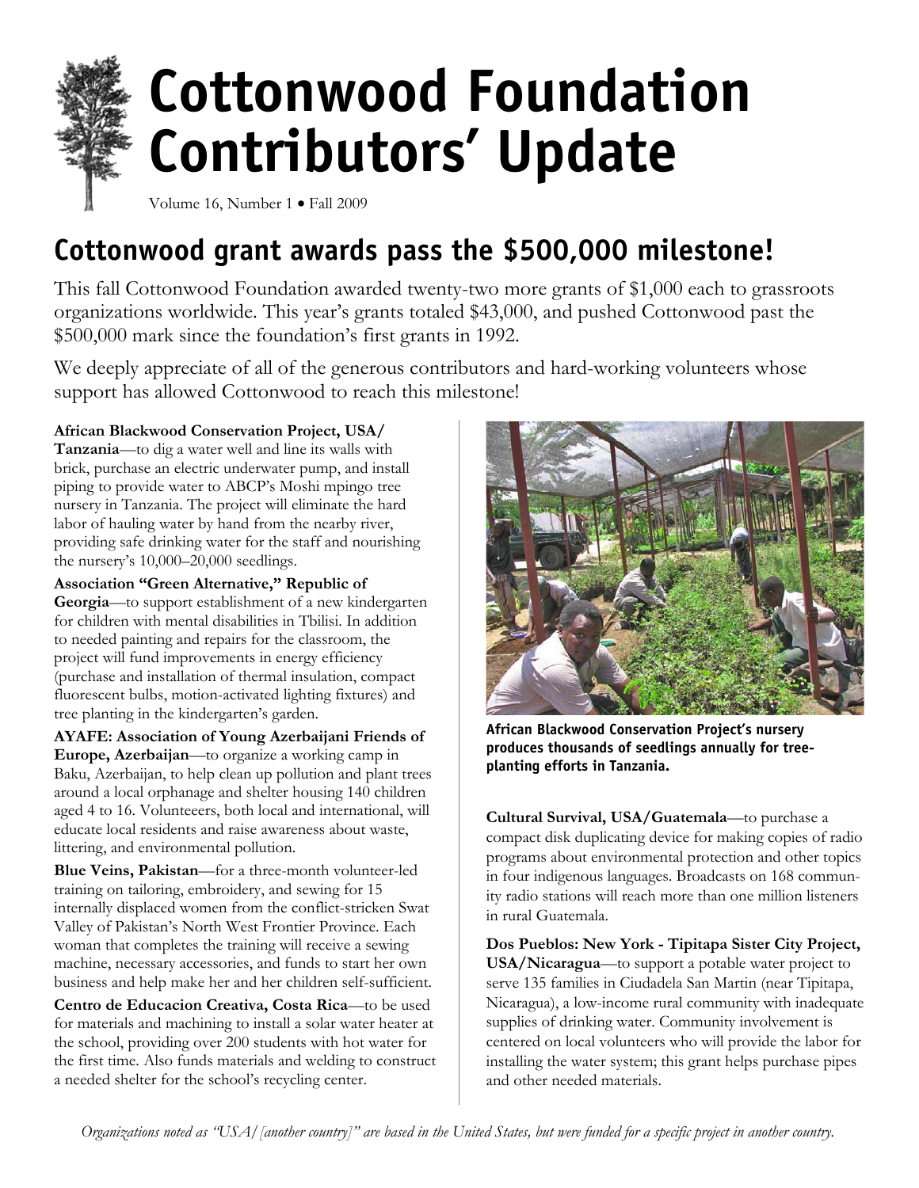# Cottonwood Foundation Contributors' Update

Volume 16, Number 1 • Fall 2009

## Cottonwood grant awards pass the $500,000 milestone!

This fall Cottonwood Foundation awarded twenty-two more grants of $1,000 each to grassroots organizations worldwide. This year's grants totaled $43,000, and pushed Cottonwood past the $500,000 mark since the foundation's first grants in 1992.

We deeply appreciate of all of the generous contributors and hard-working volunteers whose support has allowed Cottonwood to reach this milestone!

**African Blackwood Conservation Project, USA/ Tanzania**—to dig a water well and line its walls with brick, purchase an electric underwater pump, and install piping to provide water to ABCP's Moshi mpingo tree nursery in Tanzania. The project will eliminate the hard labor of hauling water by hand from the nearby river, providing safe drinking water for the staff and nourishing the nursery's 10,000–20,000 seedlings.

**Association "Green Alternative," Republic of Georgia**—to support establishment of a new kindergarten for children with mental disabilities in Tbilisi. In addition to needed painting and repairs for the classroom, the project will fund improvements in energy efficiency (purchase and installation of thermal insulation, compact fluorescent bulbs, motion-activated lighting fixtures) and tree planting in the kindergarten's garden.

**AYAFE: Association of Young Azerbaijani Friends of Europe, Azerbaijan**—to organize a working camp in Baku, Azerbaijan, to help clean up pollution and plant trees around a local orphanage and shelter housing 140 children aged 4 to 16. Volunteeers, both local and international, will educate local residents and raise awareness about waste, littering, and environmental pollution.

**Blue Veins, Pakistan**—for a three-month volunteer-led training on tailoring, embroidery, and sewing for 15 internally displaced women from the conflict-stricken Swat Valley of Pakistan's North West Frontier Province. Each woman that completes the training will receive a sewing machine, necessary accessories, and funds to start her own business and help make her and her children self-sufficient.

**Centro de Educacion Creativa, Costa Rica**—to be used for materials and machining to install a solar water heater at the school, providing over 200 students with hot water for the first time. Also funds materials and welding to construct a needed shelter for the school's recycling center.

**African Blackwood Conservation Project's nursery produces thousands of seedlings annually for tree-planting efforts in Tanzania.**

**Cultural Survival, USA/Guatemala**—to purchase a compact disk duplicating device for making copies of radio programs about environmental protection and other topics in four indigenous languages. Broadcasts on 168 community radio stations will reach more than one million listeners in rural Guatemala.

**Dos Pueblos: New York - Tipitapa Sister City Project, USA/Nicaragua**—to support a potable water project to serve 135 families in Ciudadela San Martin (near Tipitapa, Nicaragua), a low-income rural community with inadequate supplies of drinking water. Community involvement is centered on local volunteers who will provide the labor for installing the water system; this grant helps purchase pipes and other needed materials.

*Organizations noted as "USA/[another country]" are based in the United States, but were funded for a specific project in another country.*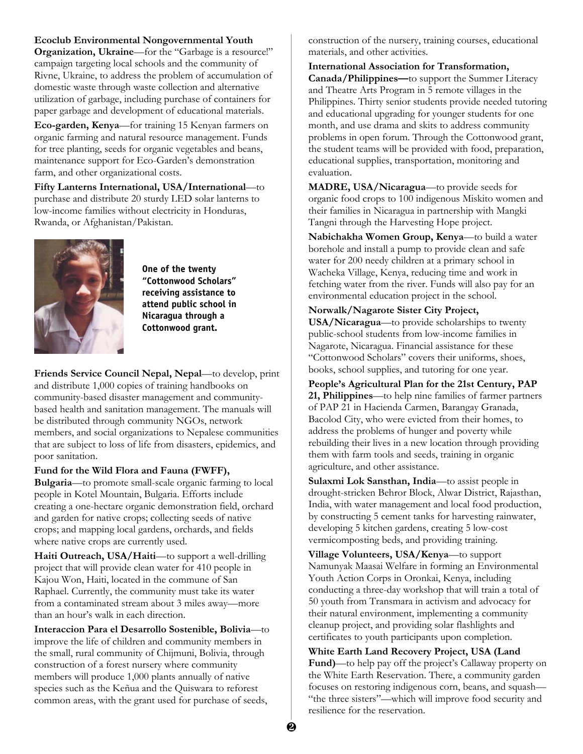**Ecoclub Environmental Nongovernmental Youth Organization, Ukraine**—for the "Garbage is a resource!" campaign targeting local schools and the community of Rivne, Ukraine, to address the problem of accumulation of domestic waste through waste collection and alternative utilization of garbage, including purchase of containers for paper garbage and development of educational materials.

**Eco-garden, Kenya**—for training 15 Kenyan farmers on organic farming and natural resource management. Funds for tree planting, seeds for organic vegetables and beans, maintenance support for Eco-Garden's demonstration farm, and other organizational costs.

**Fifty Lanterns International, USA/International**—to purchase and distribute 20 sturdy LED solar lanterns to low-income families without electricity in Honduras, Rwanda, or Afghanistan/Pakistan.

**One of the twenty "Cottonwood Scholars" receiving assistance to attend public school in Nicaragua through a Cottonwood grant.**

**Friends Service Council Nepal, Nepal**—to develop, print and distribute 1,000 copies of training handbooks on community-based disaster management and community-based health and sanitation management. The manuals will be distributed through community NGOs, network members, and social organizations to Nepalese communities that are subject to loss of life from disasters, epidemics, and poor sanitation.

**Fund for the Wild Flora and Fauna (FWFF), Bulgaria**—to promote small-scale organic farming to local people in Kotel Mountain, Bulgaria. Efforts include creating a one-hectare organic demonstration field, orchard and garden for native crops; collecting seeds of native crops; and mapping local gardens, orchards, and fields where native crops are currently used.

**Haiti Outreach, USA/Haiti**—to support a well-drilling project that will provide clean water for 410 people in Kajou Won, Haiti, located in the commune of San Raphael. Currently, the community must take its water from a contaminated stream about 3 miles away—more than an hour's walk in each direction.

**Interaccion Para el Desarrollo Sostenible, Bolivia**—to improve the life of children and community members in the small, rural community of Chijmuni, Bolivia, through construction of a forest nursery where community members will produce 1,000 plants annually of native species such as the Keñua and the Quiswara to reforest common areas, with the grant used for purchase of seeds, construction of the nursery, training courses, educational materials, and other activities.

**International Association for Transformation, Canada/Philippines—**to support the Summer Literacy and Theatre Arts Program in 5 remote villages in the Philippines. Thirty senior students provide needed tutoring and educational upgrading for younger students for one month, and use drama and skits to address community problems in open forum. Through the Cottonwood grant, the student teams will be provided with food, preparation, educational supplies, transportation, monitoring and evaluation.

**MADRE, USA/Nicaragua**—to provide seeds for organic food crops to 100 indigenous Miskito women and their families in Nicaragua in partnership with Mangki Tangni through the Harvesting Hope project.

**Nabichakha Women Group, Kenya**—to build a water borehole and install a pump to provide clean and safe water for 200 needy children at a primary school in Wacheka Village, Kenya, reducing time and work in fetching water from the river. Funds will also pay for an environmental education project in the school.

**Norwalk/Nagarote Sister City Project, USA/Nicaragua**—to provide scholarships to twenty public-school students from low-income families in Nagarote, Nicaragua. Financial assistance for these "Cottonwood Scholars" covers their uniforms, shoes, books, school supplies, and tutoring for one year.

**People's Agricultural Plan for the 21st Century, PAP 21, Philippines**—to help nine families of farmer partners of PAP 21 in Hacienda Carmen, Barangay Granada, Bacolod City, who were evicted from their homes, to address the problems of hunger and poverty while rebuilding their lives in a new location through providing them with farm tools and seeds, training in organic agriculture, and other assistance.

**Sulaxmi Lok Sansthan, India**—to assist people in drought-stricken Behror Block, Alwar District, Rajasthan, India, with water management and local food production, by constructing 5 cement tanks for harvesting rainwater, developing 5 kitchen gardens, creating 5 low-cost vermicomposting beds, and providing training.

**Village Volunteers, USA/Kenya**—to support Namunyak Maasai Welfare in forming an Environmental Youth Action Corps in Oronkai, Kenya, including conducting a three-day workshop that will train a total of 50 youth from Transmara in activism and advocacy for their natural environment, implementing a community cleanup project, and providing solar flashlights and certificates to youth participants upon completion.

**White Earth Land Recovery Project, USA (Land Fund)**—to help pay off the project's Callaway property on the White Earth Reservation. There, a community garden focuses on restoring indigenous corn, beans, and squash—"the three sisters"—which will improve food security and resilience for the reservation.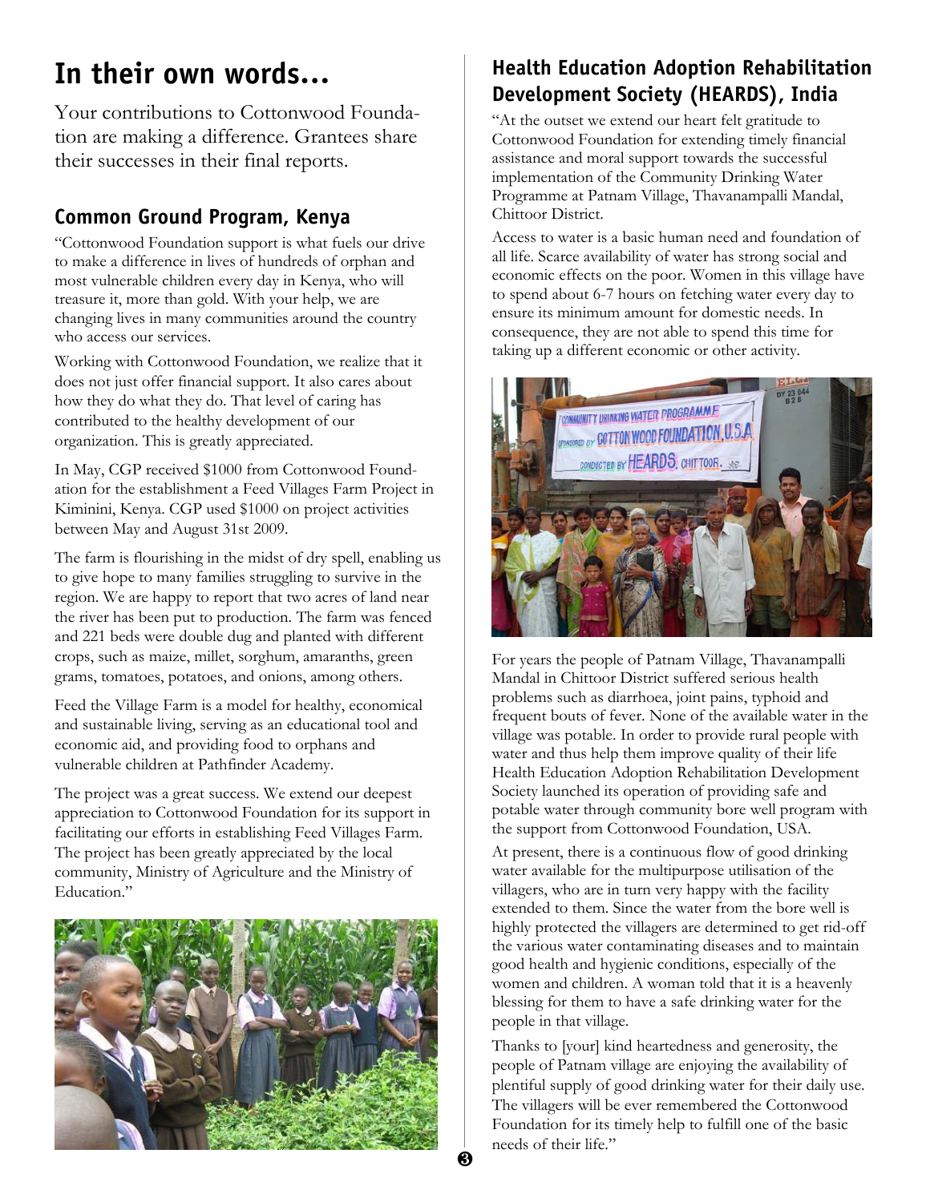# In their own words...

Your contributions to Cottonwood Foundation are making a difference. Grantees share their successes in their final reports.

## Common Ground Program, Kenya

"Cottonwood Foundation support is what fuels our drive to make a difference in lives of hundreds of orphan and most vulnerable children every day in Kenya, who will treasure it, more than gold. With your help, we are changing lives in many communities around the country who access our services.

Working with Cottonwood Foundation, we realize that it does not just offer financial support. It also cares about how they do what they do. That level of caring has contributed to the healthy development of our organization. This is greatly appreciated.

In May, CGP received $1000 from Cottonwood Foundation for the establishment a Feed Villages Farm Project in Kiminini, Kenya. CGP used $1000 on project activities between May and August 31st 2009.

The farm is flourishing in the midst of dry spell, enabling us to give hope to many families struggling to survive in the region. We are happy to report that two acres of land near the river has been put to production. The farm was fenced and 221 beds were double dug and planted with different crops, such as maize, millet, sorghum, amaranths, green grams, tomatoes, potatoes, and onions, among others.

Feed the Village Farm is a model for healthy, economical and sustainable living, serving as an educational tool and economic aid, and providing food to orphans and vulnerable children at Pathfinder Academy.

The project was a great success. We extend our deepest appreciation to Cottonwood Foundation for its support in facilitating our efforts in establishing Feed Villages Farm. The project has been greatly appreciated by the local community, Ministry of Agriculture and the Ministry of Education."

## Health Education Adoption Rehabilitation Development Society (HEARDS), India

"At the outset we extend our heart felt gratitude to Cottonwood Foundation for extending timely financial assistance and moral support towards the successful implementation of the Community Drinking Water Programme at Patnam Village, Thavanampalli Mandal, Chittoor District.

Access to water is a basic human need and foundation of all life. Scarce availability of water has strong social and economic effects on the poor. Women in this village have to spend about 6-7 hours on fetching water every day to ensure its minimum amount for domestic needs. In consequence, they are not able to spend this time for taking up a different economic or other activity.

For years the people of Patnam Village, Thavanampalli Mandal in Chittoor District suffered serious health problems such as diarrhoea, joint pains, typhoid and frequent bouts of fever. None of the available water in the village was potable. In order to provide rural people with water and thus help them improve quality of their life Health Education Adoption Rehabilitation Development Society launched its operation of providing safe and potable water through community bore well program with the support from Cottonwood Foundation, USA.

At present, there is a continuous flow of good drinking water available for the multipurpose utilisation of the villagers, who are in turn very happy with the facility extended to them. Since the water from the bore well is highly protected the villagers are determined to get rid-off the various water contaminating diseases and to maintain good health and hygienic conditions, especially of the women and children. A woman told that it is a heavenly blessing for them to have a safe drinking water for the people in that village.

Thanks to [your] kind heartedness and generosity, the people of Patnam village are enjoying the availability of plentiful supply of good drinking water for their daily use. The villagers will be ever remembered the Cottonwood Foundation for its timely help to fulfill one of the basic needs of their life."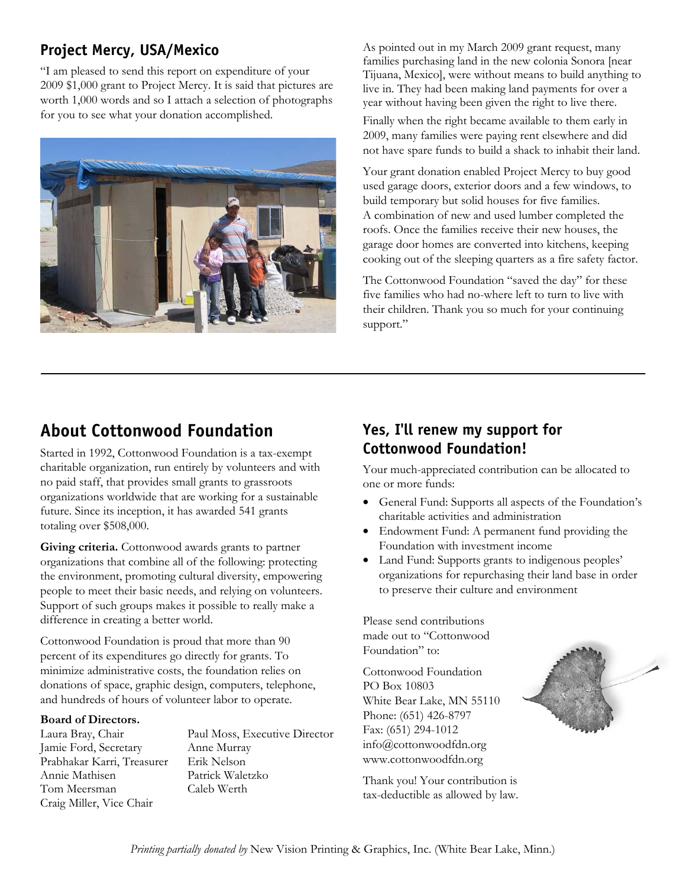## Project Mercy, USA/Mexico

"I am pleased to send this report on expenditure of your 2009 $1,000 grant to Project Mercy. It is said that pictures are worth 1,000 words and so I attach a selection of photographs for you to see what your donation accomplished.

As pointed out in my March 2009 grant request, many families purchasing land in the new colonia Sonora [near Tijuana, Mexico], were without means to build anything to live in. They had been making land payments for over a year without having been given the right to live there.

Finally when the right became available to them early in 2009, many families were paying rent elsewhere and did not have spare funds to build a shack to inhabit their land.

Your grant donation enabled Project Mercy to buy good used garage doors, exterior doors and a few windows, to build temporary but solid houses for five families. A combination of new and used lumber completed the roofs. Once the families receive their new houses, the garage door homes are converted into kitchens, keeping cooking out of the sleeping quarters as a fire safety factor.

The Cottonwood Foundation "saved the day" for these five families who had no-where left to turn to live with their children. Thank you so much for your continuing support."

---

## About Cottonwood Foundation

Started in 1992, Cottonwood Foundation is a tax-exempt charitable organization, run entirely by volunteers and with no paid staff, that provides small grants to grassroots organizations worldwide that are working for a sustainable future. Since its inception, it has awarded 541 grants totaling over $508,000.

**Giving criteria.** Cottonwood awards grants to partner organizations that combine all of the following: protecting the environment, promoting cultural diversity, empowering people to meet their basic needs, and relying on volunteers. Support of such groups makes it possible to really make a difference in creating a better world.

Cottonwood Foundation is proud that more than 90 percent of its expenditures go directly for grants. To minimize administrative costs, the foundation relies on donations of space, graphic design, computers, telephone, and hundreds of hours of volunteer labor to operate.

**Board of Directors.**

Laura Bray, Chair
Jamie Ford, Secretary
Prabhakar Karri, Treasurer
Annie Mathisen
Tom Meersman
Craig Miller, Vice Chair
Paul Moss, Executive Director
Anne Murray
Erik Nelson
Patrick Waletzko
Caleb Werth

## Yes, I'll renew my support for Cottonwood Foundation!

Your much-appreciated contribution can be allocated to one or more funds:

- General Fund: Supports all aspects of the Foundation's charitable activities and administration
- Endowment Fund: A permanent fund providing the Foundation with investment income
- Land Fund: Supports grants to indigenous peoples' organizations for repurchasing their land base in order to preserve their culture and environment

Please send contributions made out to "Cottonwood Foundation" to:

Cottonwood Foundation
PO Box 10803
White Bear Lake, MN 55110
Phone: (651) 426-8797
Fax: (651) 294-1012
info@cottonwoodfdn.org
www.cottonwoodfdn.org

Thank you! Your contribution is tax-deductible as allowed by law.

*Printing partially donated by* New Vision Printing & Graphics, Inc. (White Bear Lake, Minn.)